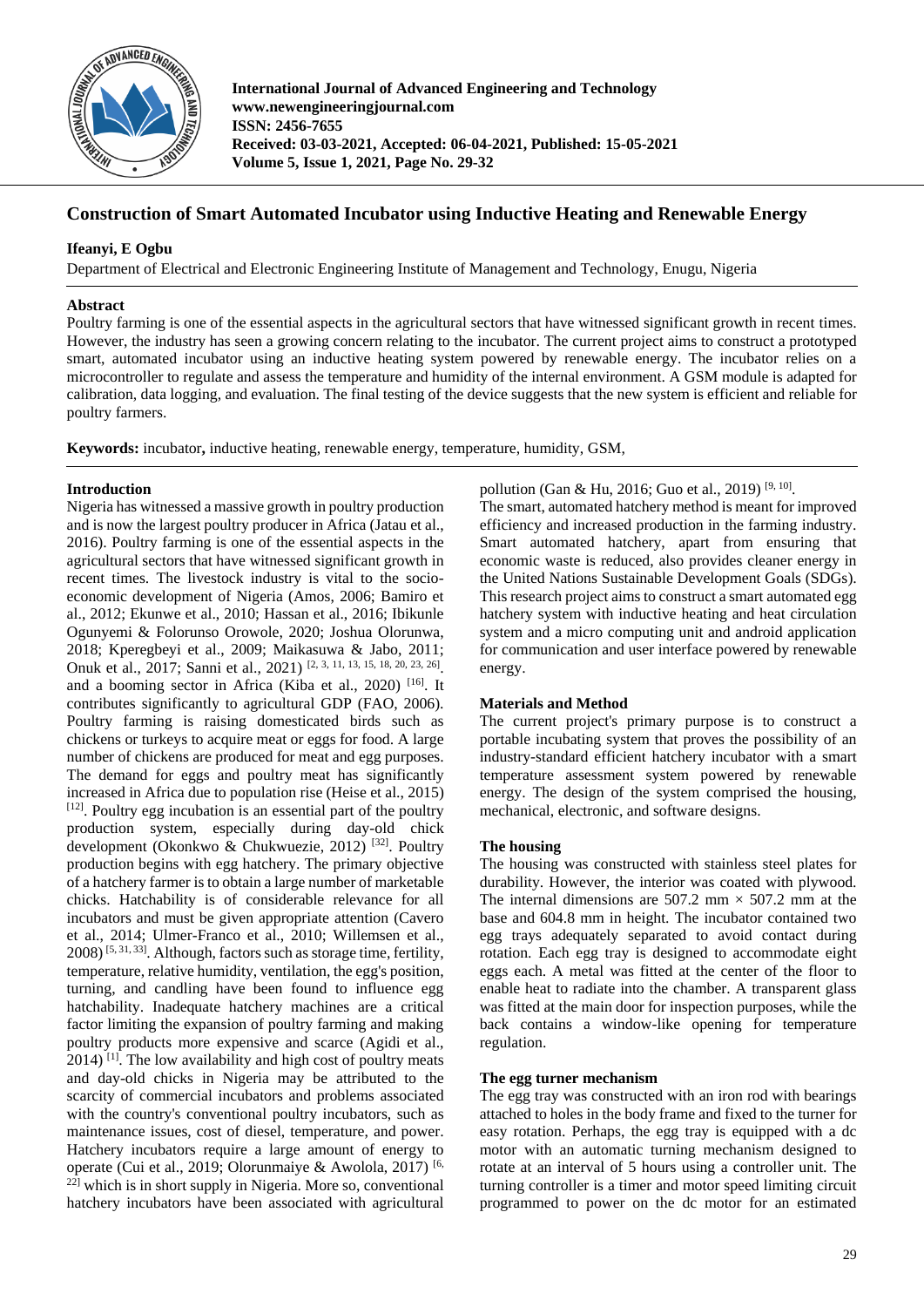# Construction of Smart Automated Incubator using Inductive Heating and Renewable Energy

**Ifeanyi, E Ogbu**

Department of Electrical and Electronic Engineering Institute of Management and Technology, Enugu, Nigeria

**Abstract**

Poultry farming is one of the essential aspects in the agricultural sectors that have witnessed significant growth in recent times. However, the industry has seen a growing concern relating to the incubator. The current project aims to construct a prototyped smart, automated incubator using an inductive heating system powered by renewable energy. The incubator relies on a microcontroller to regulate and assess the temperature and humidity of the internal environment. A GSM module is adapted for calibration, data logging, and evaluation. The final testing of the device suggests that the new system is efficient and reliable for poultry farmers.

**Keywords:** incubator**,** inductive heating, renewable energy, temperature, humidity, GSM,

## Introduction

Nigeria has witnessed a massive growth in poultry production and is now the largest poultry producer in Africa (Jatau et al., 2016). Poultry farming is one of the essential aspects in the agricultural sectors that have witnessed significant growth in recent times. The livestock industry is vital to the socio-economic development of Nigeria (Amos, 2006; Bamiro et al., 2012; Ekunwe et al., 2010; Hassan et al., 2016; Ibikunle Ogunyemi & Folorunso Orowole, 2020; Joshua Olorunwa, 2018; Kperegbeyi et al., 2009; Maikasuwa & Jabo, 2011; Onuk et al., 2017; Sanni et al., 2021) [2, 3, 11, 13, 15, 18, 20, 23, 26]. and a booming sector in Africa (Kiba et al., 2020) [16]. It contributes significantly to agricultural GDP (FAO, 2006). Poultry farming is raising domesticated birds such as chickens or turkeys to acquire meat or eggs for food. A large number of chickens are produced for meat and egg purposes. The demand for eggs and poultry meat has significantly increased in Africa due to population rise (Heise et al., 2015) [12]. Poultry egg incubation is an essential part of the poultry production system, especially during day-old chick development (Okonkwo & Chukwuezie, 2012) [32]. Poultry production begins with egg hatchery. The primary objective of a hatchery farmer is to obtain a large number of marketable chicks. Hatchability is of considerable relevance for all incubators and must be given appropriate attention (Cavero et al., 2014; Ulmer-Franco et al., 2010; Willemsen et al., 2008) [5, 31, 33]. Although, factors such as storage time, fertility, temperature, relative humidity, ventilation, the egg's position, turning, and candling have been found to influence egg hatchability. Inadequate hatchery machines are a critical factor limiting the expansion of poultry farming and making poultry products more expensive and scarce (Agidi et al., 2014) [1]. The low availability and high cost of poultry meats and day-old chicks in Nigeria may be attributed to the scarcity of commercial incubators and problems associated with the country's conventional poultry incubators, such as maintenance issues, cost of diesel, temperature, and power. Hatchery incubators require a large amount of energy to operate (Cui et al., 2019; Olorunmaiye & Awolola, 2017) [6, 22] which is in short supply in Nigeria. More so, conventional hatchery incubators have been associated with agricultural pollution (Gan & Hu, 2016; Guo et al., 2019) [9, 10].

The smart, automated hatchery method is meant for improved efficiency and increased production in the farming industry. Smart automated hatchery, apart from ensuring that economic waste is reduced, also provides cleaner energy in the United Nations Sustainable Development Goals (SDGs). This research project aims to construct a smart automated egg hatchery system with inductive heating and heat circulation system and a micro computing unit and android application for communication and user interface powered by renewable energy.

## Materials and Method

The current project's primary purpose is to construct a portable incubating system that proves the possibility of an industry-standard efficient hatchery incubator with a smart temperature assessment system powered by renewable energy. The design of the system comprised the housing, mechanical, electronic, and software designs.

### The housing

The housing was constructed with stainless steel plates for durability. However, the interior was coated with plywood. The internal dimensions are 507.2 mm × 507.2 mm at the base and 604.8 mm in height. The incubator contained two egg trays adequately separated to avoid contact during rotation. Each egg tray is designed to accommodate eight eggs each. A metal was fitted at the center of the floor to enable heat to radiate into the chamber. A transparent glass was fitted at the main door for inspection purposes, while the back contains a window-like opening for temperature regulation.

### The egg turner mechanism

The egg tray was constructed with an iron rod with bearings attached to holes in the body frame and fixed to the turner for easy rotation. Perhaps, the egg tray is equipped with a dc motor with an automatic turning mechanism designed to rotate at an interval of 5 hours using a controller unit. The turning controller is a timer and motor speed limiting circuit programmed to power on the dc motor for an estimated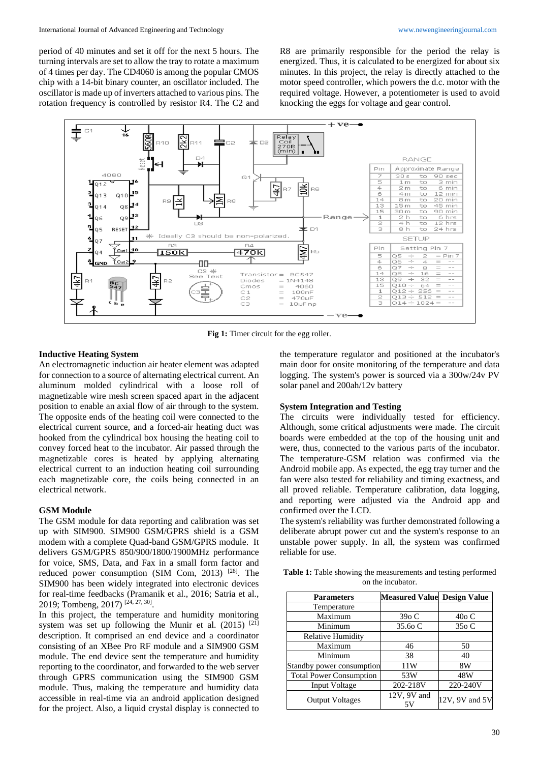period of 40 minutes and set it off for the next 5 hours. The turning intervals are set to allow the tray to rotate a maximum of 4 times per day. The CD4060 is among the popular CMOS chip with a 14-bit binary counter, an oscillator included. The oscillator is made up of inverters attached to various pins. The rotation frequency is controlled by resistor R4. The C2 and R8 are primarily responsible for the period the relay is energized. Thus, it is calculated to be energized for about six minutes. In this project, the relay is directly attached to the motor speed controller, which powers the d.c. motor with the required voltage. However, a potentiometer is used to avoid knocking the eggs for voltage and gear control.

**Fig 1:** Timer circuit for the egg roller.

### Inductive Heating System

An electromagnetic induction air heater element was adapted for connection to a source of alternating electrical current. An aluminum molded cylindrical with a loose roll of magnetizable wire mesh screen spaced apart in the adjacent position to enable an axial flow of air through to the system. The opposite ends of the heating coil were connected to the electrical current source, and a forced-air heating duct was hooked from the cylindrical box housing the heating coil to convey forced heat to the incubator. Air passed through the magnetizable cores is heated by applying alternating electrical current to an induction heating coil surrounding each magnetizable core, the coils being connected in an electrical network.

### GSM Module

The GSM module for data reporting and calibration was set up with SIM900. SIM900 GSM/GPRS shield is a GSM modem with a complete Quad-band GSM/GPRS module. It delivers GSM/GPRS 850/900/1800/1900MHz performance for voice, SMS, Data, and Fax in a small form factor and reduced power consumption (SIM Com, 2013) [28]. The SIM900 has been widely integrated into electronic devices for real-time feedbacks (Pramanik et al., 2016; Satria et al., 2019; Tombeng, 2017) [24, 27, 30].

In this project, the temperature and humidity monitoring system was set up following the Munir et al. (2015) [21] description. It comprised an end device and a coordinator consisting of an XBee Pro RF module and a SIM900 GSM module. The end device sent the temperature and humidity reporting to the coordinator, and forwarded to the web server through GPRS communication using the SIM900 GSM module. Thus, making the temperature and humidity data accessible in real-time via an android application designed for the project. Also, a liquid crystal display is connected to the temperature regulator and positioned at the incubator's main door for onsite monitoring of the temperature and data logging. The system's power is sourced via a 300w/24v PV solar panel and 200ah/12v battery

### System Integration and Testing

The circuits were individually tested for efficiency. Although, some critical adjustments were made. The circuit boards were embedded at the top of the housing unit and were, thus, connected to the various parts of the incubator. The temperature-GSM relation was confirmed via the Android mobile app. As expected, the egg tray turner and the fan were also tested for reliability and timing exactness, and all proved reliable. Temperature calibration, data logging, and reporting were adjusted via the Android app and confirmed over the LCD.

The system's reliability was further demonstrated following a deliberate abrupt power cut and the system's response to an unstable power supply. In all, the system was confirmed reliable for use.

**Table 1:** Table showing the measurements and testing performed on the incubator.

| Parameters | Measured Value | Design Value |
|---|---|---|
| Temperature | | |
| Maximum | 39o C | 40o C |
| Minimum | 35.6o C | 35o C |
| Relative Humidity | | |
| Maximum | 46 | 50 |
| Minimum | 38 | 40 |
| Standby power consumption | 11W | 8W |
| Total Power Consumption | 53W | 48W |
| Input Voltage | 202-218V | 220-240V |
| Output Voltages | 12V, 9V and 5V | 12V, 9V and 5V |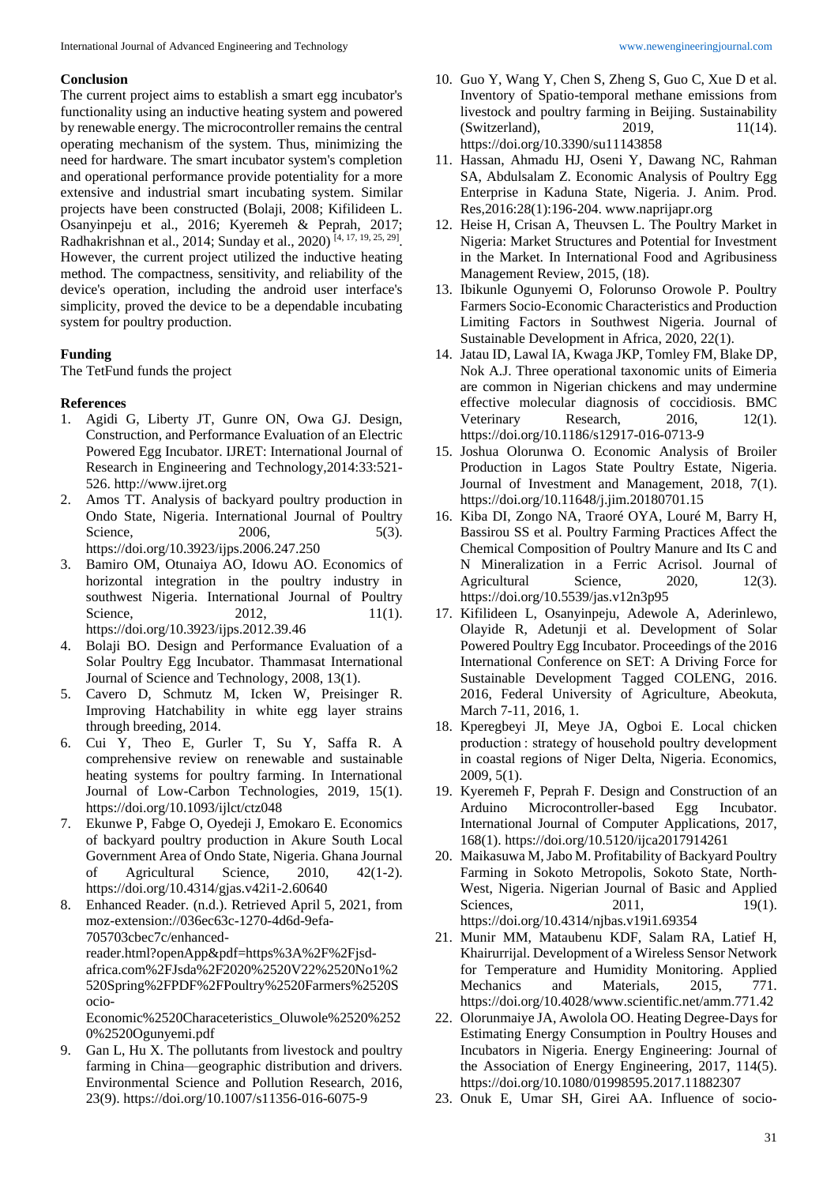## Conclusion

The current project aims to establish a smart egg incubator's functionality using an inductive heating system and powered by renewable energy. The microcontroller remains the central operating mechanism of the system. Thus, minimizing the need for hardware. The smart incubator system's completion and operational performance provide potentiality for a more extensive and industrial smart incubating system. Similar projects have been constructed (Bolaji, 2008; Kifilideen L. Osanyinpeju et al., 2016; Kyeremeh & Peprah, 2017; Radhakrishnan et al., 2014; Sunday et al., 2020) [4, 17, 19, 25, 29]. However, the current project utilized the inductive heating method. The compactness, sensitivity, and reliability of the device's operation, including the android user interface's simplicity, proved the device to be a dependable incubating system for poultry production.

## Funding

The TetFund funds the project

## References

1. Agidi G, Liberty JT, Gunre ON, Owa GJ. Design, Construction, and Performance Evaluation of an Electric Powered Egg Incubator. IJRET: International Journal of Research in Engineering and Technology,2014:33:521-526. http://www.ijret.org
2. Amos TT. Analysis of backyard poultry production in Ondo State, Nigeria. International Journal of Poultry Science, 2006, 5(3). https://doi.org/10.3923/ijps.2006.247.250
3. Bamiro OM, Otunaiya AO, Idowu AO. Economics of horizontal integration in the poultry industry in southwest Nigeria. International Journal of Poultry Science, 2012, 11(1). https://doi.org/10.3923/ijps.2012.39.46
4. Bolaji BO. Design and Performance Evaluation of a Solar Poultry Egg Incubator. Thammasat International Journal of Science and Technology, 2008, 13(1).
5. Cavero D, Schmutz M, Icken W, Preisinger R. Improving Hatchability in white egg layer strains through breeding, 2014.
6. Cui Y, Theo E, Gurler T, Su Y, Saffa R. A comprehensive review on renewable and sustainable heating systems for poultry farming. In International Journal of Low-Carbon Technologies, 2019, 15(1). https://doi.org/10.1093/ijlct/ctz048
7. Ekunwe P, Fabge O, Oyedeji J, Emokaro E. Economics of backyard poultry production in Akure South Local Government Area of Ondo State, Nigeria. Ghana Journal of Agricultural Science, 2010, 42(1-2). https://doi.org/10.4314/gjas.v42i1-2.60640
8. Enhanced Reader. (n.d.). Retrieved April 5, 2021, from moz-extension://036ec63c-1270-4d6d-9efa-705703cbec7c/enhanced-reader.html?openApp&pdf=https%3A%2F%2Fjsd-africa.com%2FJsda%2F2020%2520V22%2520No1%2520Spring%2FPDF%2FPoultry%2520Farmers%2520Socio-Economic%2520Characeteristics_Oluwole%2520%2520%2520Ogunyemi.pdf
9. Gan L, Hu X. The pollutants from livestock and poultry farming in China—geographic distribution and drivers. Environmental Science and Pollution Research, 2016, 23(9). https://doi.org/10.1007/s11356-016-6075-9
10. Guo Y, Wang Y, Chen S, Zheng S, Guo C, Xue D et al. Inventory of Spatio-temporal methane emissions from livestock and poultry farming in Beijing. Sustainability (Switzerland), 2019, 11(14). https://doi.org/10.3390/su11143858
11. Hassan, Ahmadu HJ, Oseni Y, Dawang NC, Rahman SA, Abdulsalam Z. Economic Analysis of Poultry Egg Enterprise in Kaduna State, Nigeria. J. Anim. Prod. Res,2016:28(1):196-204. www.naprijapr.org
12. Heise H, Crisan A, Theuvsen L. The Poultry Market in Nigeria: Market Structures and Potential for Investment in the Market. In International Food and Agribusiness Management Review, 2015, (18).
13. Ibikunle Ogunyemi O, Folorunso Orowole P. Poultry Farmers Socio-Economic Characteristics and Production Limiting Factors in Southwest Nigeria. Journal of Sustainable Development in Africa, 2020, 22(1).
14. Jatau ID, Lawal IA, Kwaga JKP, Tomley FM, Blake DP, Nok A.J. Three operational taxonomic units of Eimeria are common in Nigerian chickens and may undermine effective molecular diagnosis of coccidiosis. BMC Veterinary Research, 2016, 12(1). https://doi.org/10.1186/s12917-016-0713-9
15. Joshua Olorunwa O. Economic Analysis of Broiler Production in Lagos State Poultry Estate, Nigeria. Journal of Investment and Management, 2018, 7(1). https://doi.org/10.11648/j.jim.20180701.15
16. Kiba DI, Zongo NA, Traoré OYA, Louré M, Barry H, Bassirou SS et al. Poultry Farming Practices Affect the Chemical Composition of Poultry Manure and Its C and N Mineralization in a Ferric Acrisol. Journal of Agricultural Science, 2020, 12(3). https://doi.org/10.5539/jas.v12n3p95
17. Kifilideen L, Osanyinpeju, Adewole A, Aderinlewo, Olayide R, Adetunji et al. Development of Solar Powered Poultry Egg Incubator. Proceedings of the 2016 International Conference on SET: A Driving Force for Sustainable Development Tagged COLENG, 2016. 2016, Federal University of Agriculture, Abeokuta, March 7-11, 2016, 1.
18. Kperegbeyi JI, Meye JA, Ogboi E. Local chicken production : strategy of household poultry development in coastal regions of Niger Delta, Nigeria. Economics, 2009, 5(1).
19. Kyeremeh F, Peprah F. Design and Construction of an Arduino Microcontroller-based Egg Incubator. International Journal of Computer Applications, 2017, 168(1). https://doi.org/10.5120/ijca2017914261
20. Maikasuwa M, Jabo M. Profitability of Backyard Poultry Farming in Sokoto Metropolis, Sokoto State, North-West, Nigeria. Nigerian Journal of Basic and Applied Sciences, 2011, 19(1). https://doi.org/10.4314/njbas.v19i1.69354
21. Munir MM, Mataubenu KDF, Salam RA, Latief H, Khairurrijal. Development of a Wireless Sensor Network for Temperature and Humidity Monitoring. Applied Mechanics and Materials, 2015, 771. https://doi.org/10.4028/www.scientific.net/amm.771.42
22. Olorunmaiye JA, Awolola OO. Heating Degree-Days for Estimating Energy Consumption in Poultry Houses and Incubators in Nigeria. Energy Engineering: Journal of the Association of Energy Engineering, 2017, 114(5). https://doi.org/10.1080/01998595.2017.11882307
23. Onuk E, Umar SH, Girei AA. Influence of socio-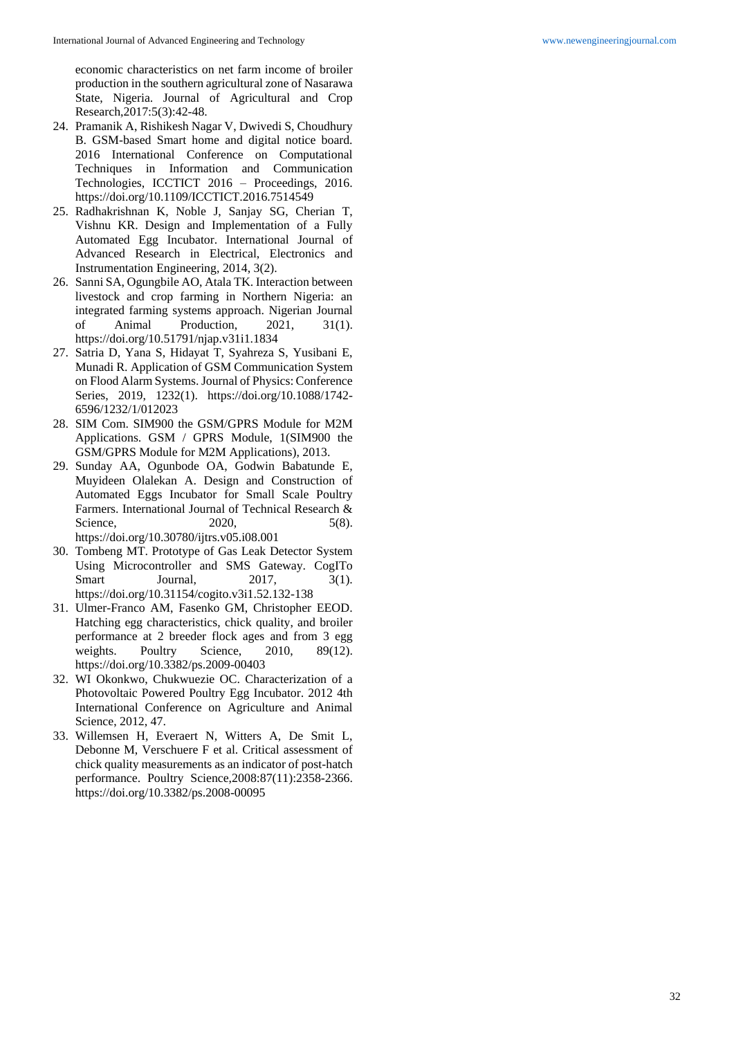economic characteristics on net farm income of broiler production in the southern agricultural zone of Nasarawa State, Nigeria. Journal of Agricultural and Crop Research,2017:5(3):42-48.

24. Pramanik A, Rishikesh Nagar V, Dwivedi S, Choudhury B. GSM-based Smart home and digital notice board. 2016 International Conference on Computational Techniques in Information and Communication Technologies, ICCTICT 2016 – Proceedings, 2016. https://doi.org/10.1109/ICCTICT.2016.7514549
25. Radhakrishnan K, Noble J, Sanjay SG, Cherian T, Vishnu KR. Design and Implementation of a Fully Automated Egg Incubator. International Journal of Advanced Research in Electrical, Electronics and Instrumentation Engineering, 2014, 3(2).
26. Sanni SA, Ogungbile AO, Atala TK. Interaction between livestock and crop farming in Northern Nigeria: an integrated farming systems approach. Nigerian Journal of Animal Production, 2021, 31(1). https://doi.org/10.51791/njap.v31i1.1834
27. Satria D, Yana S, Hidayat T, Syahreza S, Yusibani E, Munadi R. Application of GSM Communication System on Flood Alarm Systems. Journal of Physics: Conference Series, 2019, 1232(1). https://doi.org/10.1088/1742-6596/1232/1/012023
28. SIM Com. SIM900 the GSM/GPRS Module for M2M Applications. GSM / GPRS Module, 1(SIM900 the GSM/GPRS Module for M2M Applications), 2013.
29. Sunday AA, Ogunbode OA, Godwin Babatunde E, Muyideen Olalekan A. Design and Construction of Automated Eggs Incubator for Small Scale Poultry Farmers. International Journal of Technical Research & Science, 2020, 5(8). https://doi.org/10.30780/ijtrs.v05.i08.001
30. Tombeng MT. Prototype of Gas Leak Detector System Using Microcontroller and SMS Gateway. CogITo Smart Journal, 2017, 3(1). https://doi.org/10.31154/cogito.v3i1.52.132-138
31. Ulmer-Franco AM, Fasenko GM, Christopher EEOD. Hatching egg characteristics, chick quality, and broiler performance at 2 breeder flock ages and from 3 egg weights. Poultry Science, 2010, 89(12). https://doi.org/10.3382/ps.2009-00403
32. WI Okonkwo, Chukwuezie OC. Characterization of a Photovoltaic Powered Poultry Egg Incubator. 2012 4th International Conference on Agriculture and Animal Science, 2012, 47.
33. Willemsen H, Everaert N, Witters A, De Smit L, Debonne M, Verschuere F et al. Critical assessment of chick quality measurements as an indicator of post-hatch performance. Poultry Science,2008:87(11):2358-2366. https://doi.org/10.3382/ps.2008-00095